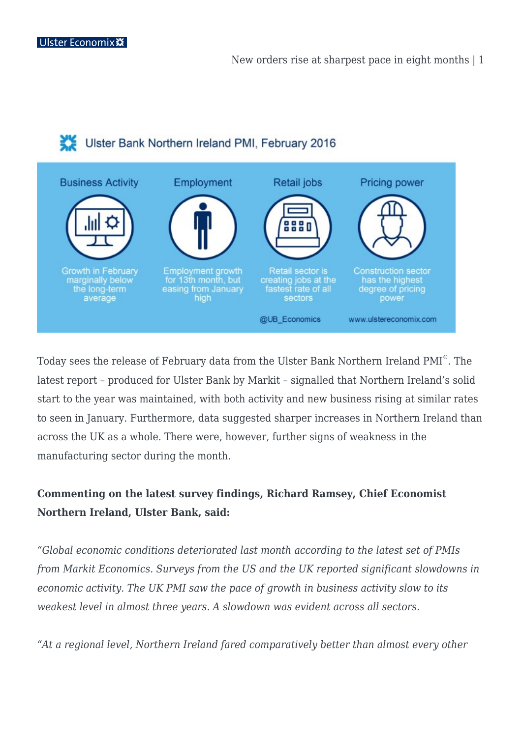## Ulster Bank Northern Ireland PMI, February 2016

**Business Activity**
Growth in February marginally below the long-term average

**Employment**
Employment growth for 13th month, but easing from January high

**Retail jobs**
Retail sector is creating jobs at the fastest rate of all sectors

**Pricing power**
Construction sector has the highest degree of pricing power

@UB_Economics www.ulstereconomix.com

Today sees the release of February data from the Ulster Bank Northern Ireland PMI®. The latest report – produced for Ulster Bank by Markit – signalled that Northern Ireland's solid start to the year was maintained, with both activity and new business rising at similar rates to seen in January. Furthermore, data suggested sharper increases in Northern Ireland than across the UK as a whole. There were, however, further signs of weakness in the manufacturing sector during the month.

**Commenting on the latest survey findings, Richard Ramsey, Chief Economist Northern Ireland, Ulster Bank, said:**

*"Global economic conditions deteriorated last month according to the latest set of PMIs from Markit Economics. Surveys from the US and the UK reported significant slowdowns in economic activity. The UK PMI saw the pace of growth in business activity slow to its weakest level in almost three years. A slowdown was evident across all sectors.*

*"At a regional level, Northern Ireland fared comparatively better than almost every other*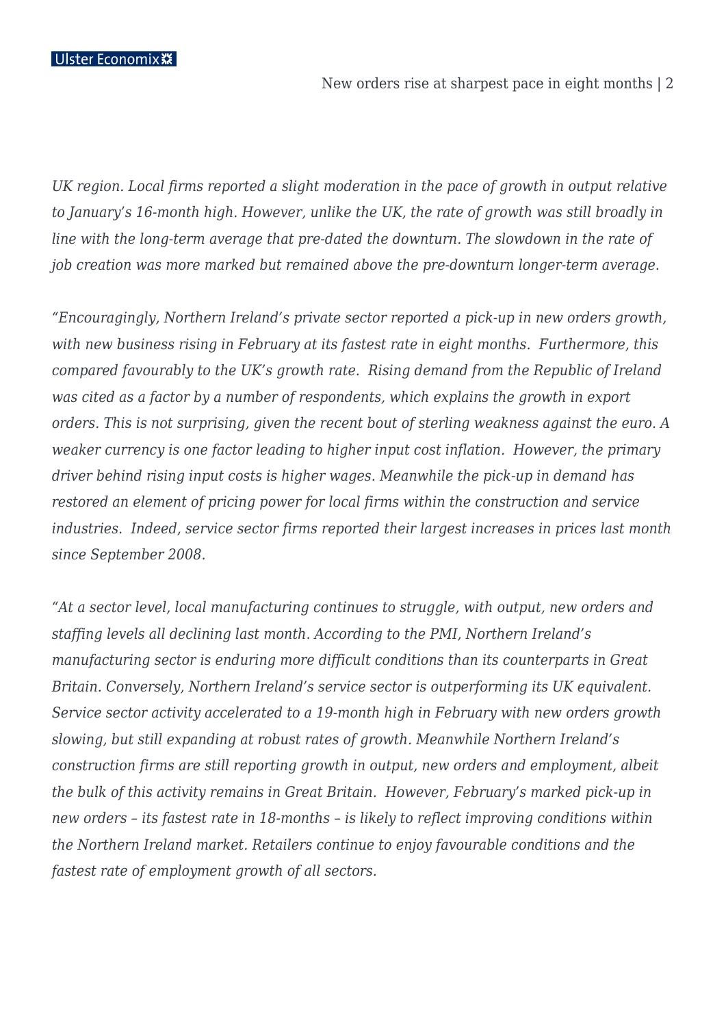*UK region. Local firms reported a slight moderation in the pace of growth in output relative to January's 16-month high. However, unlike the UK, the rate of growth was still broadly in line with the long-term average that pre-dated the downturn. The slowdown in the rate of job creation was more marked but remained above the pre-downturn longer-term average.*

*"Encouragingly, Northern Ireland's private sector reported a pick-up in new orders growth, with new business rising in February at its fastest rate in eight months. Furthermore, this compared favourably to the UK's growth rate. Rising demand from the Republic of Ireland was cited as a factor by a number of respondents, which explains the growth in export orders. This is not surprising, given the recent bout of sterling weakness against the euro. A weaker currency is one factor leading to higher input cost inflation. However, the primary driver behind rising input costs is higher wages. Meanwhile the pick-up in demand has restored an element of pricing power for local firms within the construction and service industries. Indeed, service sector firms reported their largest increases in prices last month since September 2008.*

*"At a sector level, local manufacturing continues to struggle, with output, new orders and staffing levels all declining last month. According to the PMI, Northern Ireland's manufacturing sector is enduring more difficult conditions than its counterparts in Great Britain. Conversely, Northern Ireland's service sector is outperforming its UK equivalent. Service sector activity accelerated to a 19-month high in February with new orders growth slowing, but still expanding at robust rates of growth. Meanwhile Northern Ireland's construction firms are still reporting growth in output, new orders and employment, albeit the bulk of this activity remains in Great Britain. However, February's marked pick-up in new orders – its fastest rate in 18-months – is likely to reflect improving conditions within the Northern Ireland market. Retailers continue to enjoy favourable conditions and the fastest rate of employment growth of all sectors.*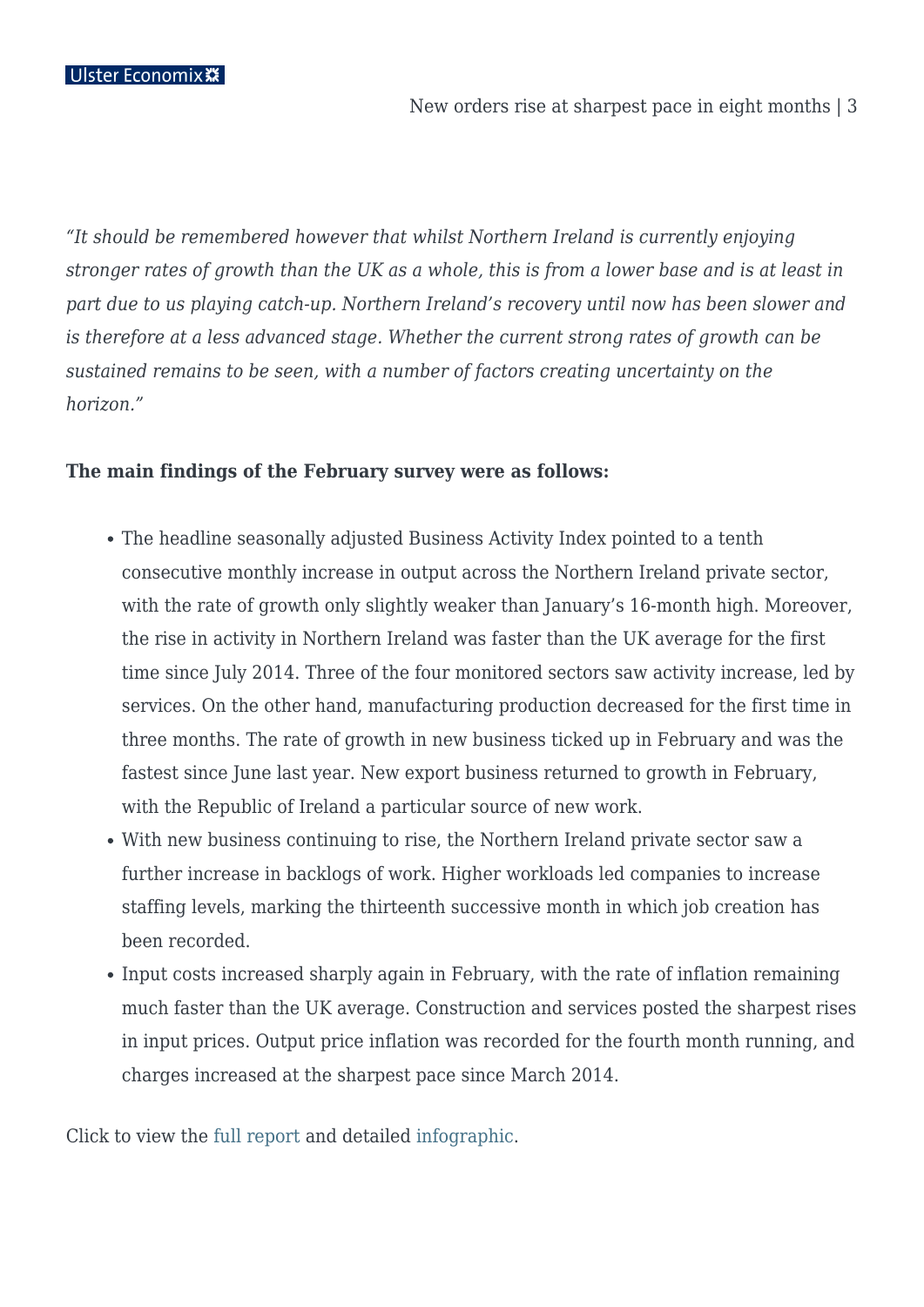*"It should be remembered however that whilst Northern Ireland is currently enjoying stronger rates of growth than the UK as a whole, this is from a lower base and is at least in part due to us playing catch-up. Northern Ireland's recovery until now has been slower and is therefore at a less advanced stage. Whether the current strong rates of growth can be sustained remains to be seen, with a number of factors creating uncertainty on the horizon."*

**The main findings of the February survey were as follows:**

- The headline seasonally adjusted Business Activity Index pointed to a tenth consecutive monthly increase in output across the Northern Ireland private sector, with the rate of growth only slightly weaker than January's 16-month high. Moreover, the rise in activity in Northern Ireland was faster than the UK average for the first time since July 2014. Three of the four monitored sectors saw activity increase, led by services. On the other hand, manufacturing production decreased for the first time in three months. The rate of growth in new business ticked up in February and was the fastest since June last year. New export business returned to growth in February, with the Republic of Ireland a particular source of new work.
- With new business continuing to rise, the Northern Ireland private sector saw a further increase in backlogs of work. Higher workloads led companies to increase staffing levels, marking the thirteenth successive month in which job creation has been recorded.
- Input costs increased sharply again in February, with the rate of inflation remaining much faster than the UK average. Construction and services posted the sharpest rises in input prices. Output price inflation was recorded for the fourth month running, and charges increased at the sharpest pace since March 2014.

Click to view the full report and detailed infographic.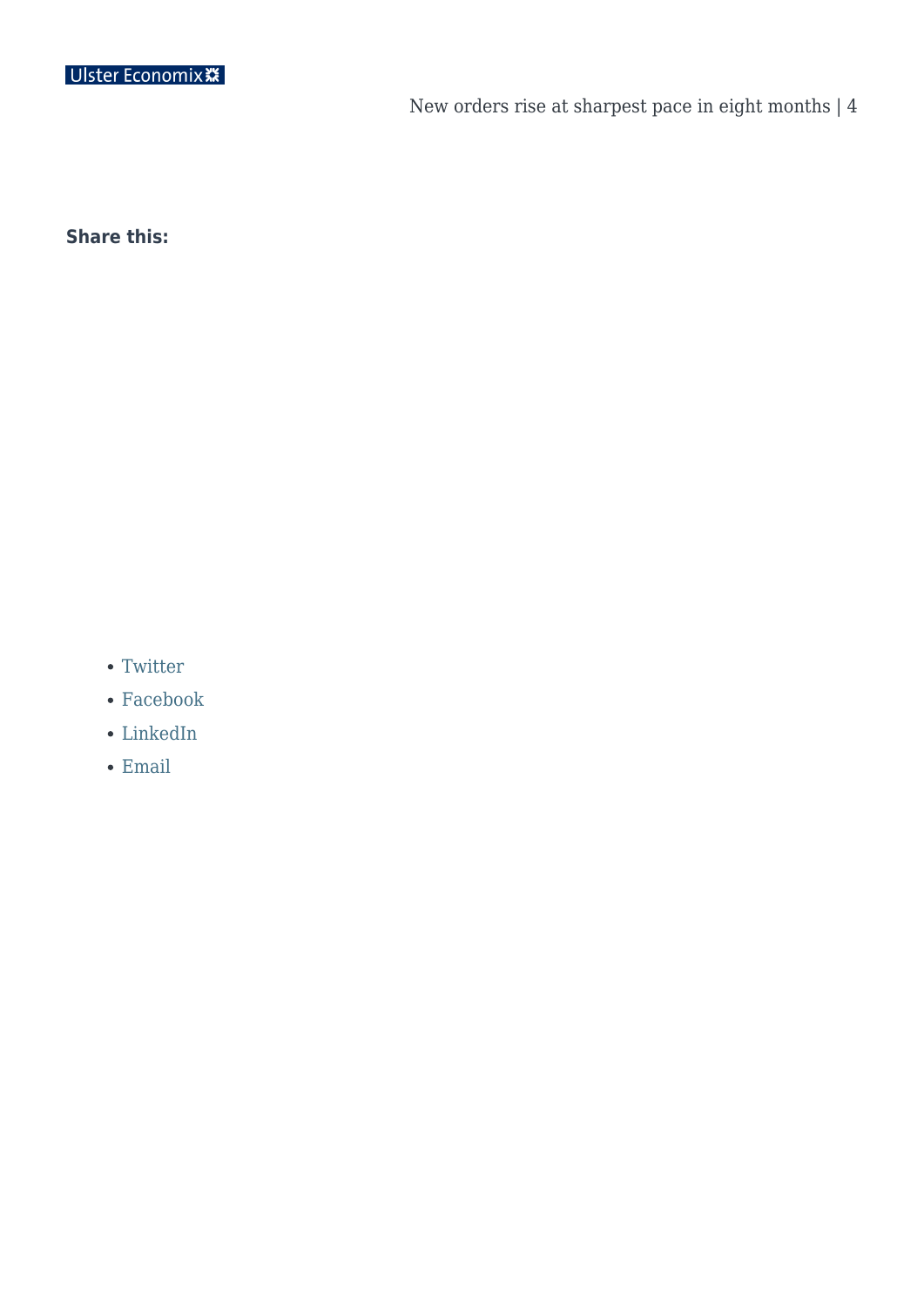**Share this:**

- Twitter
- Facebook
- LinkedIn
- Email